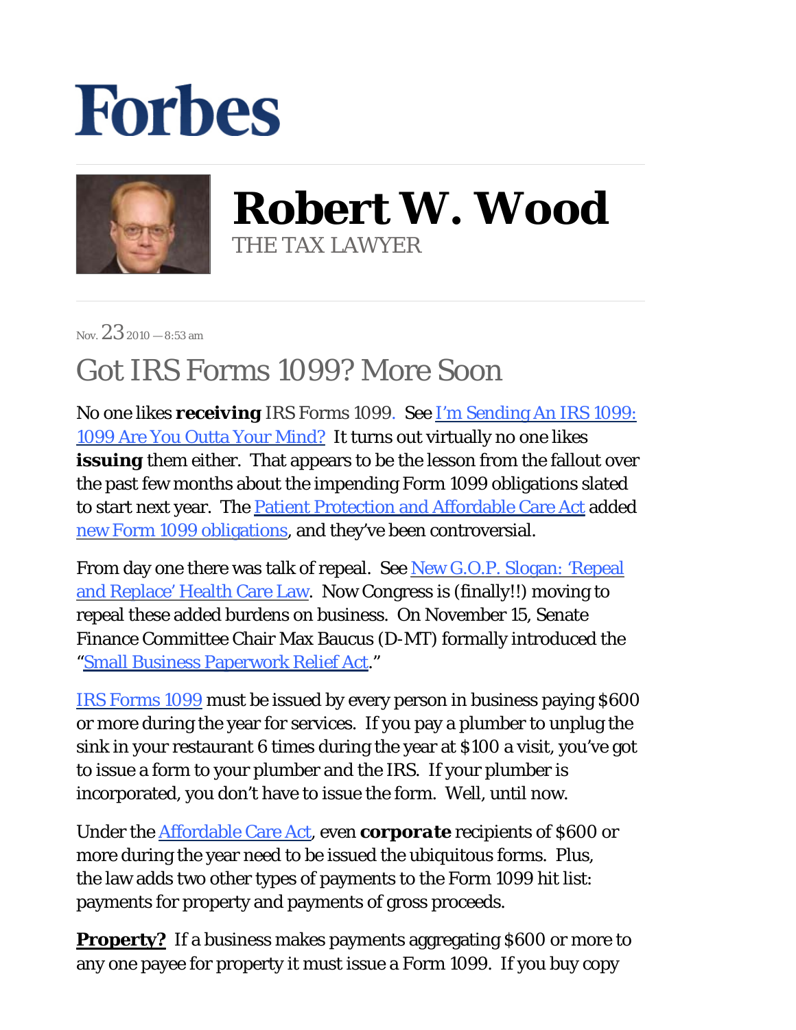# Forbes

## Robert W. Wood

THE TAX LAWYER

Nov. 23 2010 — 8:53 am

# Got IRS Forms 1099? More Soon

No one likes **receiving** IRS Forms 1099. See I'm Sending An IRS 1099: 1099 Are You Outta Your Mind? It turns out virtually no one likes **issuing** them either. That appears to be the lesson from the fallout over the past few months about the impending Form 1099 obligations slated to start next year. The Patient Protection and Affordable Care Act added new Form 1099 obligations, and they've been controversial.

From day one there was talk of repeal. See New G.O.P. Slogan: 'Repeal and Replace' Health Care Law. Now Congress is (finally!!) moving to repeal these added burdens on business. On November 15, Senate Finance Committee Chair Max Baucus (D-MT) formally introduced the "Small Business Paperwork Relief Act."

IRS Forms 1099 must be issued by every person in business paying $600 or more during the year for services. If you pay a plumber to unplug the sink in your restaurant 6 times during the year at $100 a visit, you've got to issue a form to your plumber and the IRS. If your plumber is incorporated, you don't have to issue the form. Well, until now.

Under the Affordable Care Act, even ***corporate*** recipients of $600 or more during the year need to be issued the ubiquitous forms. Plus, the law adds two other types of payments to the Form 1099 hit list: payments for property and payments of gross proceeds.

**Property?** If a business makes payments aggregating $600 or more to any one payee for property it must issue a Form 1099. If you buy copy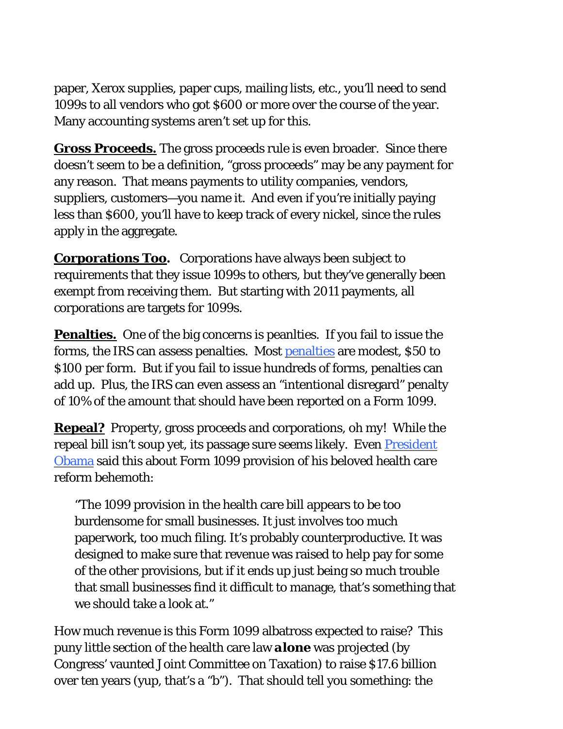paper, Xerox supplies, paper cups, mailing lists, etc., you'll need to send 1099s to all vendors who got $600 or more over the course of the year. Many accounting systems aren't set up for this.

**Gross Proceeds.** The gross proceeds rule is even broader. Since there doesn't seem to be a definition, "gross proceeds" may be any payment for any reason. That means payments to utility companies, vendors, suppliers, customers—you name it. And even if you're initially paying less than $600, you'll have to keep track of every nickel, since the rules apply in the aggregate.

**Corporations Too.** Corporations have always been subject to requirements that they issue 1099s to others, but they've generally been exempt from receiving them. But starting with 2011 payments, all corporations are targets for 1099s.

**Penalties.** One of the big concerns is peanlties. If you fail to issue the forms, the IRS can assess penalties. Most penalties are modest, $50 to $100 per form. But if you fail to issue hundreds of forms, penalties can add up. Plus, the IRS can even assess an "intentional disregard" penalty of 10% of the amount that should have been reported on a Form 1099.

**Repeal?** Property, gross proceeds and corporations, oh my! While the repeal bill isn't soup yet, its passage sure seems likely. Even President Obama said this about Form 1099 provision of his beloved health care reform behemoth:

> "The 1099 provision in the health care bill appears to be too burdensome for small businesses. It just involves too much paperwork, too much filing. It's probably counterproductive. It was designed to make sure that revenue was raised to help pay for some of the other provisions, but if it ends up just being so much trouble that small businesses find it difficult to manage, that's something that we should take a look at."

How much revenue is this Form 1099 albatross expected to raise? This puny little section of the health care law ***alone*** was projected (by Congress' vaunted Joint Committee on Taxation) to raise $17.6 billion over ten years (yup, that's a "b"). That should tell you something: the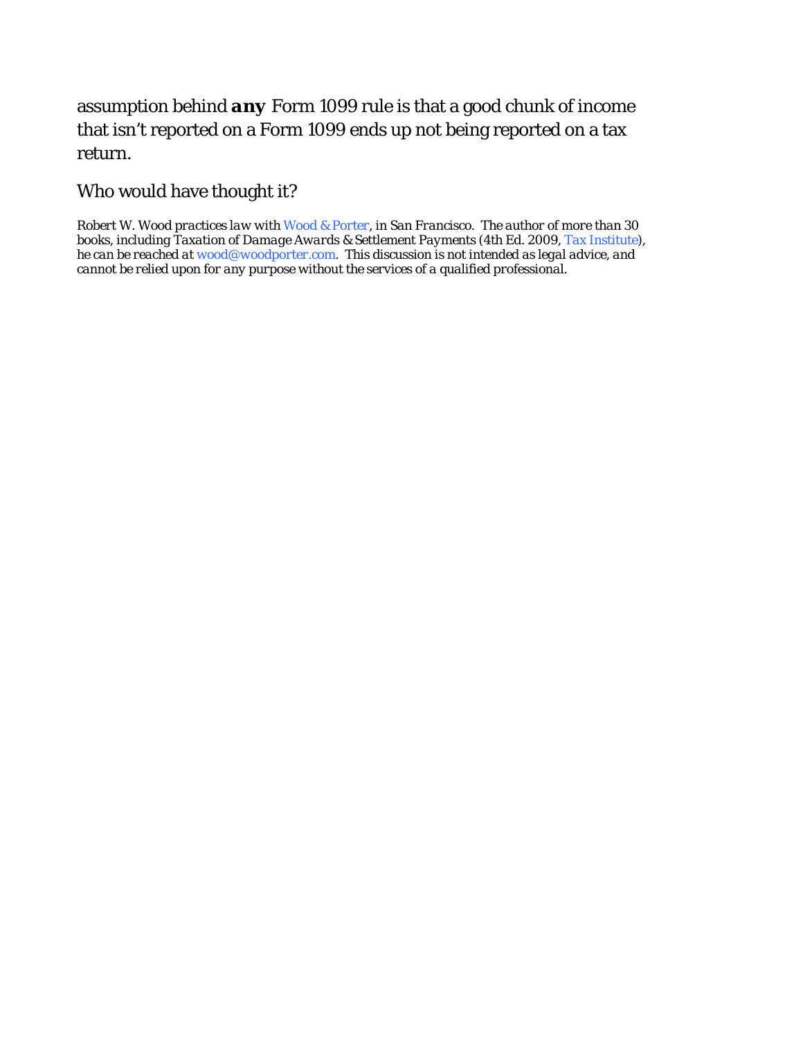assumption behind ***any*** Form 1099 rule is that a good chunk of income that isn't reported on a Form 1099 ends up not being reported on a tax return.

Who would have thought it?

*Robert W. Wood practices law with Wood & Porter, in San Francisco. The author of more than 30 books, including Taxation of Damage Awards & Settlement Payments (4th Ed. 2009, Tax Institute), he can be reached at wood@woodporter.com. This discussion is not intended as legal advice, and cannot be relied upon for any purpose without the services of a qualified professional.*